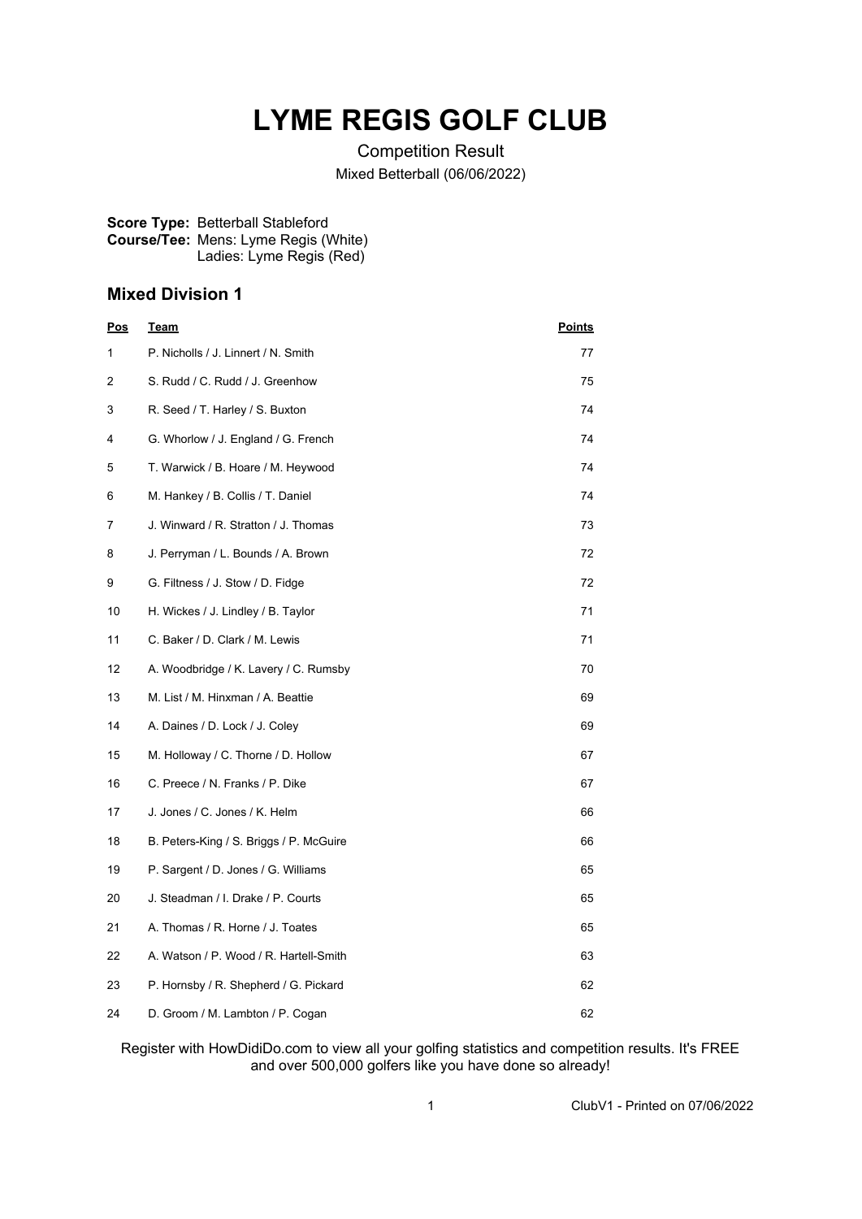# LYME REGIS GOLF CLUB

Competition Result

Mixed Betterball (06/06/2022)

**Score Type:** Betterball Stableford
**Course/Tee:** Mens: Lyme Regis (White)
Ladies: Lyme Regis (Red)

### Mixed Division 1

| Pos | Team | Points |
|---|---|---|
| 1 | P. Nicholls / J. Linnert / N. Smith | 77 |
| 2 | S. Rudd / C. Rudd / J. Greenhow | 75 |
| 3 | R. Seed / T. Harley / S. Buxton | 74 |
| 4 | G. Whorlow / J. England / G. French | 74 |
| 5 | T. Warwick / B. Hoare / M. Heywood | 74 |
| 6 | M. Hankey / B. Collis / T. Daniel | 74 |
| 7 | J. Winward / R. Stratton / J. Thomas | 73 |
| 8 | J. Perryman / L. Bounds / A. Brown | 72 |
| 9 | G. Filtness / J. Stow / D. Fidge | 72 |
| 10 | H. Wickes / J. Lindley / B. Taylor | 71 |
| 11 | C. Baker / D. Clark / M. Lewis | 71 |
| 12 | A. Woodbridge / K. Lavery / C. Rumsby | 70 |
| 13 | M. List / M. Hinxman / A. Beattie | 69 |
| 14 | A. Daines / D. Lock / J. Coley | 69 |
| 15 | M. Holloway / C. Thorne / D. Hollow | 67 |
| 16 | C. Preece / N. Franks / P. Dike | 67 |
| 17 | J. Jones / C. Jones / K. Helm | 66 |
| 18 | B. Peters-King / S. Briggs / P. McGuire | 66 |
| 19 | P. Sargent / D. Jones / G. Williams | 65 |
| 20 | J. Steadman / I. Drake / P. Courts | 65 |
| 21 | A. Thomas / R. Horne / J. Toates | 65 |
| 22 | A. Watson / P. Wood / R. Hartell-Smith | 63 |
| 23 | P. Hornsby / R. Shepherd / G. Pickard | 62 |
| 24 | D. Groom / M. Lambton / P. Cogan | 62 |

Register with HowDidiDo.com to view all your golfing statistics and competition results. It's FREE and over 500,000 golfers like you have done so already!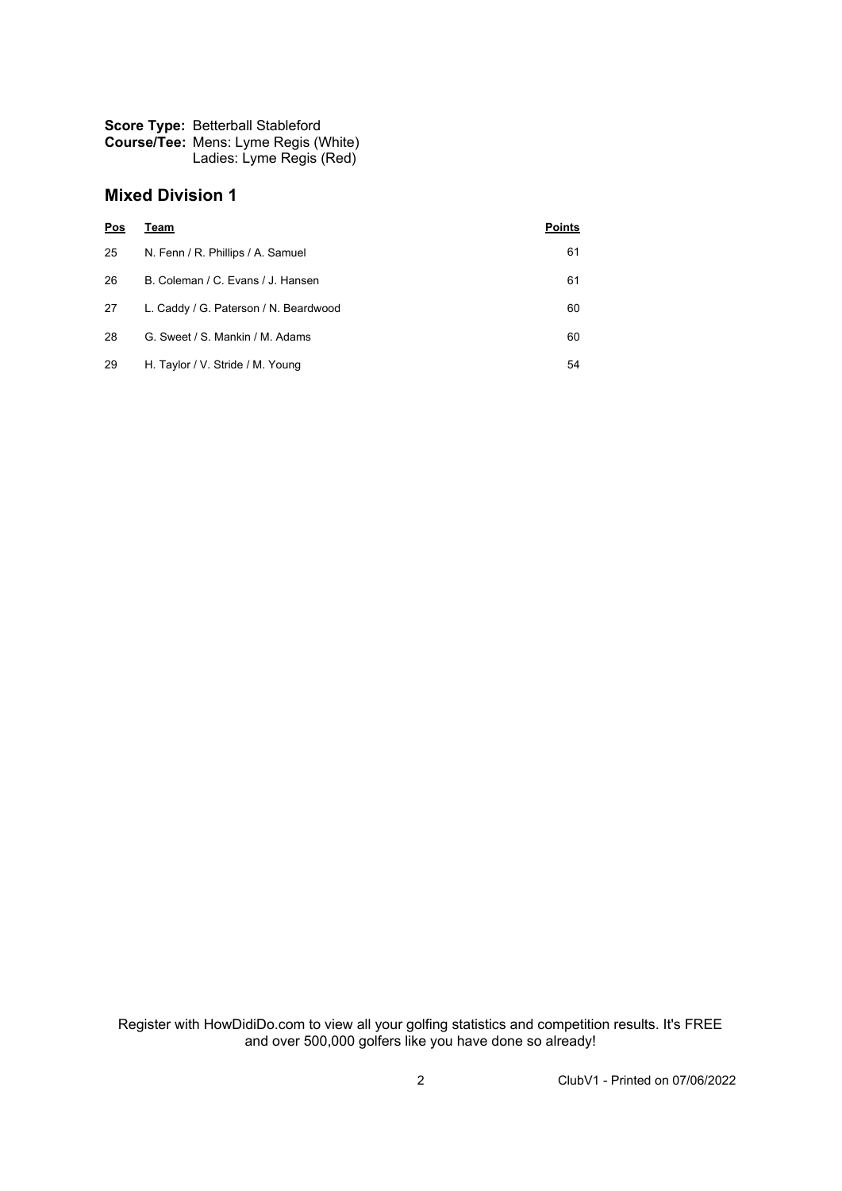**Score Type:** Betterball Stableford
**Course/Tee:** Mens: Lyme Regis (White)
Ladies: Lyme Regis (Red)

## Mixed Division 1

| Pos | Team | Points |
|---|---|---|
| 25 | N. Fenn / R. Phillips / A. Samuel | 61 |
| 26 | B. Coleman / C. Evans / J. Hansen | 61 |
| 27 | L. Caddy / G. Paterson / N. Beardwood | 60 |
| 28 | G. Sweet / S. Mankin / M. Adams | 60 |
| 29 | H. Taylor / V. Stride / M. Young | 54 |

Register with HowDidiDo.com to view all your golfing statistics and competition results. It's FREE and over 500,000 golfers like you have done so already!

ClubV1 - Printed on 07/06/2022